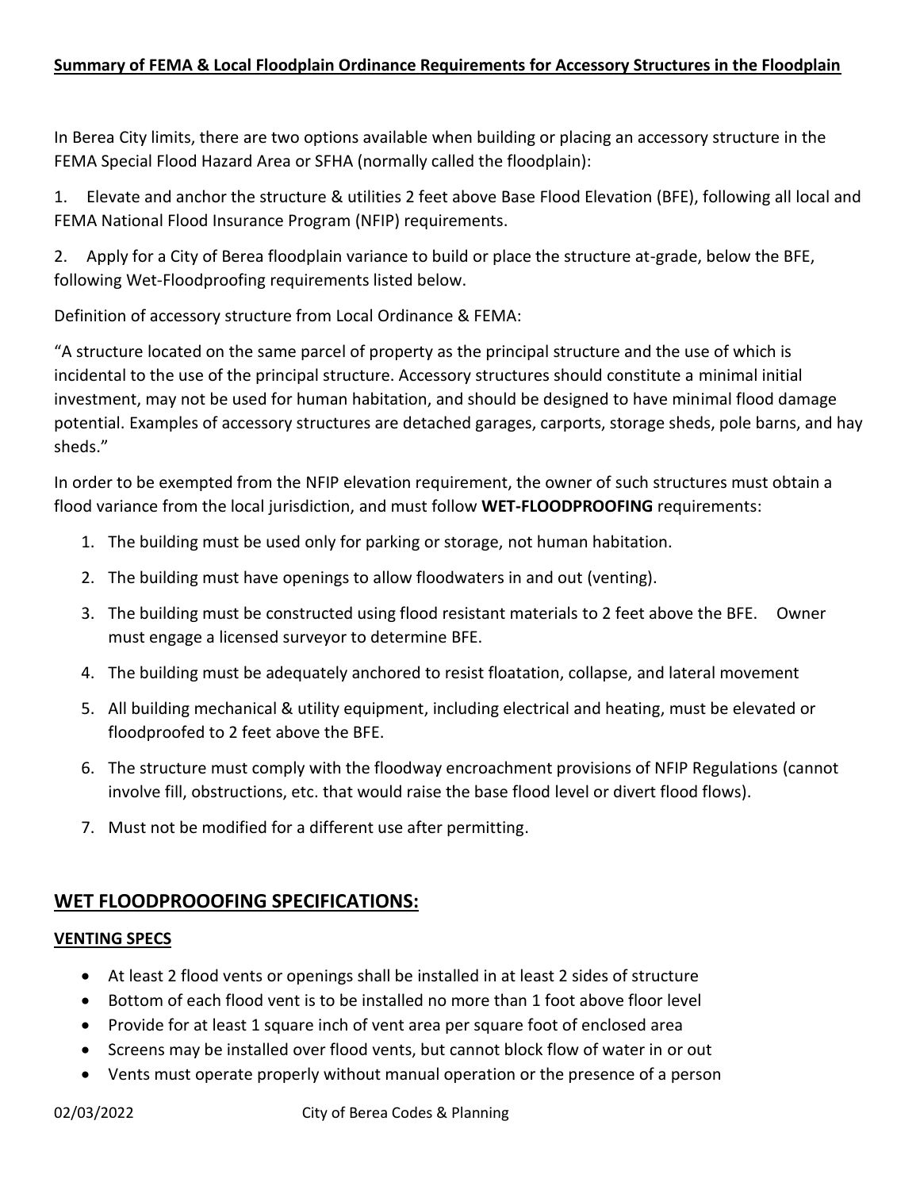**Summary of FEMA & Local Floodplain Ordinance Requirements for Accessory Structures in the Floodplain**

In Berea City limits, there are two options available when building or placing an accessory structure in the FEMA Special Flood Hazard Area or SFHA (normally called the floodplain):

1. Elevate and anchor the structure & utilities 2 feet above Base Flood Elevation (BFE), following all local and FEMA National Flood Insurance Program (NFIP) requirements.

2. Apply for a City of Berea floodplain variance to build or place the structure at-grade, below the BFE, following Wet-Floodproofing requirements listed below.

Definition of accessory structure from Local Ordinance & FEMA:

"A structure located on the same parcel of property as the principal structure and the use of which is incidental to the use of the principal structure. Accessory structures should constitute a minimal initial investment, may not be used for human habitation, and should be designed to have minimal flood damage potential. Examples of accessory structures are detached garages, carports, storage sheds, pole barns, and hay sheds."

In order to be exempted from the NFIP elevation requirement, the owner of such structures must obtain a flood variance from the local jurisdiction, and must follow **WET-FLOODPROOFING** requirements:

1. The building must be used only for parking or storage, not human habitation.
2. The building must have openings to allow floodwaters in and out (venting).
3. The building must be constructed using flood resistant materials to 2 feet above the BFE. Owner must engage a licensed surveyor to determine BFE.
4. The building must be adequately anchored to resist floatation, collapse, and lateral movement
5. All building mechanical & utility equipment, including electrical and heating, must be elevated or floodproofed to 2 feet above the BFE.
6. The structure must comply with the floodway encroachment provisions of NFIP Regulations (cannot involve fill, obstructions, etc. that would raise the base flood level or divert flood flows).
7. Must not be modified for a different use after permitting.

## WET FLOODPROOOFING SPECIFICATIONS:

### VENTING SPECS

- At least 2 flood vents or openings shall be installed in at least 2 sides of structure
- Bottom of each flood vent is to be installed no more than 1 foot above floor level
- Provide for at least 1 square inch of vent area per square foot of enclosed area
- Screens may be installed over flood vents, but cannot block flow of water in or out
- Vents must operate properly without manual operation or the presence of a person

02/03/2022 City of Berea Codes & Planning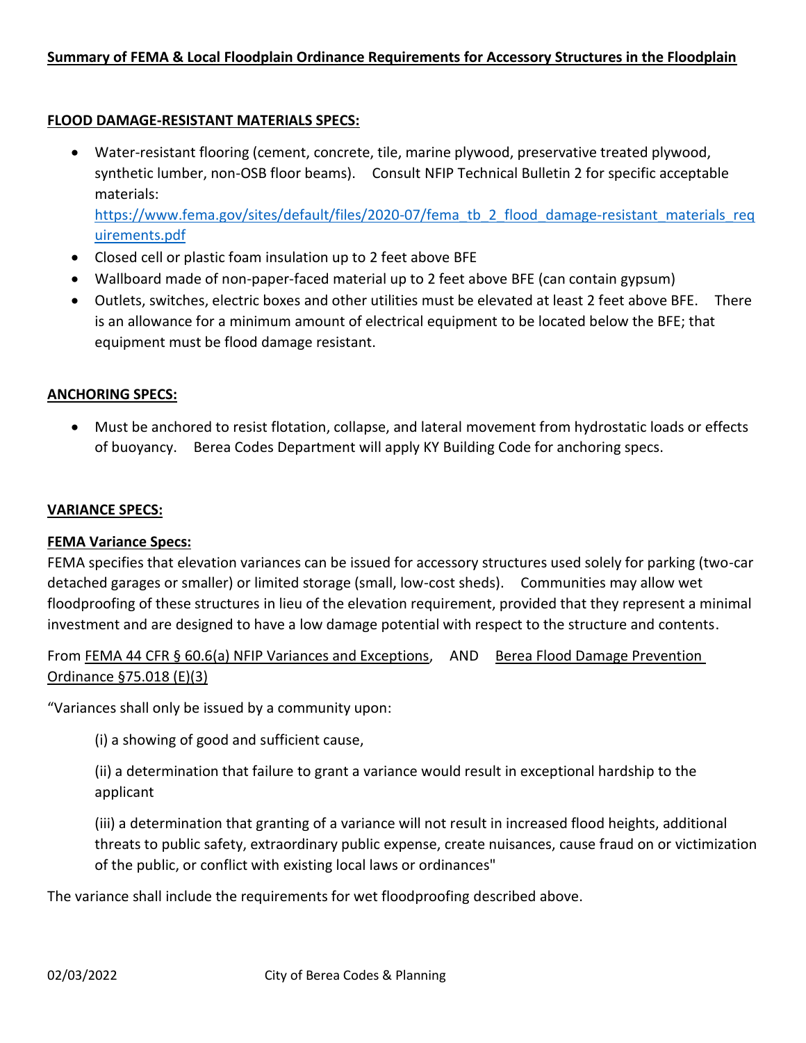## Summary of FEMA & Local Floodplain Ordinance Requirements for Accessory Structures in the Floodplain

### FLOOD DAMAGE-RESISTANT MATERIALS SPECS:

- Water-resistant flooring (cement, concrete, tile, marine plywood, preservative treated plywood, synthetic lumber, non-OSB floor beams). Consult NFIP Technical Bulletin 2 for specific acceptable materials: https://www.fema.gov/sites/default/files/2020-07/fema_tb_2_flood_damage-resistant_materials_requirements.pdf
- Closed cell or plastic foam insulation up to 2 feet above BFE
- Wallboard made of non-paper-faced material up to 2 feet above BFE (can contain gypsum)
- Outlets, switches, electric boxes and other utilities must be elevated at least 2 feet above BFE. There is an allowance for a minimum amount of electrical equipment to be located below the BFE; that equipment must be flood damage resistant.

### ANCHORING SPECS:

- Must be anchored to resist flotation, collapse, and lateral movement from hydrostatic loads or effects of buoyancy. Berea Codes Department will apply KY Building Code for anchoring specs.

### VARIANCE SPECS:

#### FEMA Variance Specs:

FEMA specifies that elevation variances can be issued for accessory structures used solely for parking (two-car detached garages or smaller) or limited storage (small, low-cost sheds). Communities may allow wet floodproofing of these structures in lieu of the elevation requirement, provided that they represent a minimal investment and are designed to have a low damage potential with respect to the structure and contents.

From FEMA 44 CFR § 60.6(a) NFIP Variances and Exceptions, AND Berea Flood Damage Prevention Ordinance §75.018 (E)(3)

"Variances shall only be issued by a community upon:

(i) a showing of good and sufficient cause,

(ii) a determination that failure to grant a variance would result in exceptional hardship to the applicant

(iii) a determination that granting of a variance will not result in increased flood heights, additional threats to public safety, extraordinary public expense, create nuisances, cause fraud on or victimization of the public, or conflict with existing local laws or ordinances"

The variance shall include the requirements for wet floodproofing described above.

02/03/2022 City of Berea Codes & Planning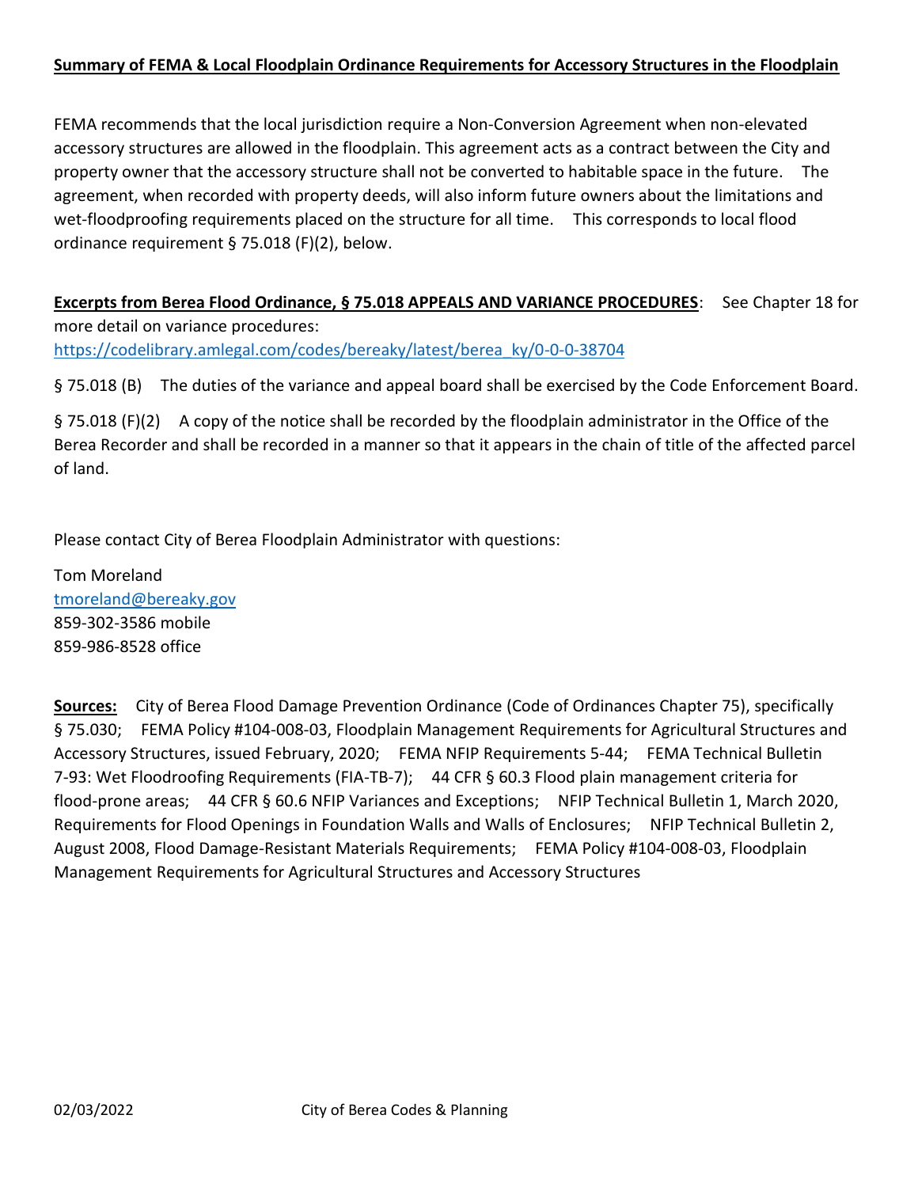**Summary of FEMA & Local Floodplain Ordinance Requirements for Accessory Structures in the Floodplain**

FEMA recommends that the local jurisdiction require a Non-Conversion Agreement when non-elevated accessory structures are allowed in the floodplain. This agreement acts as a contract between the City and property owner that the accessory structure shall not be converted to habitable space in the future. The agreement, when recorded with property deeds, will also inform future owners about the limitations and wet-floodproofing requirements placed on the structure for all time. This corresponds to local flood ordinance requirement § 75.018 (F)(2), below.

**Excerpts from Berea Flood Ordinance, § 75.018 APPEALS AND VARIANCE PROCEDURES**: See Chapter 18 for more detail on variance procedures: https://codelibrary.amlegal.com/codes/bereaky/latest/berea_ky/0-0-0-38704

§ 75.018 (B) The duties of the variance and appeal board shall be exercised by the Code Enforcement Board.

§ 75.018 (F)(2) A copy of the notice shall be recorded by the floodplain administrator in the Office of the Berea Recorder and shall be recorded in a manner so that it appears in the chain of title of the affected parcel of land.

Please contact City of Berea Floodplain Administrator with questions:

Tom Moreland
tmoreland@bereaky.gov
859-302-3586 mobile
859-986-8528 office

**Sources:** City of Berea Flood Damage Prevention Ordinance (Code of Ordinances Chapter 75), specifically § 75.030; FEMA Policy #104-008-03, Floodplain Management Requirements for Agricultural Structures and Accessory Structures, issued February, 2020; FEMA NFIP Requirements 5-44; FEMA Technical Bulletin 7-93: Wet Floodroofing Requirements (FIA-TB-7); 44 CFR § 60.3 Flood plain management criteria for flood-prone areas; 44 CFR § 60.6 NFIP Variances and Exceptions; NFIP Technical Bulletin 1, March 2020, Requirements for Flood Openings in Foundation Walls and Walls of Enclosures; NFIP Technical Bulletin 2, August 2008, Flood Damage-Resistant Materials Requirements; FEMA Policy #104-008-03, Floodplain Management Requirements for Agricultural Structures and Accessory Structures

02/03/2022 City of Berea Codes & Planning